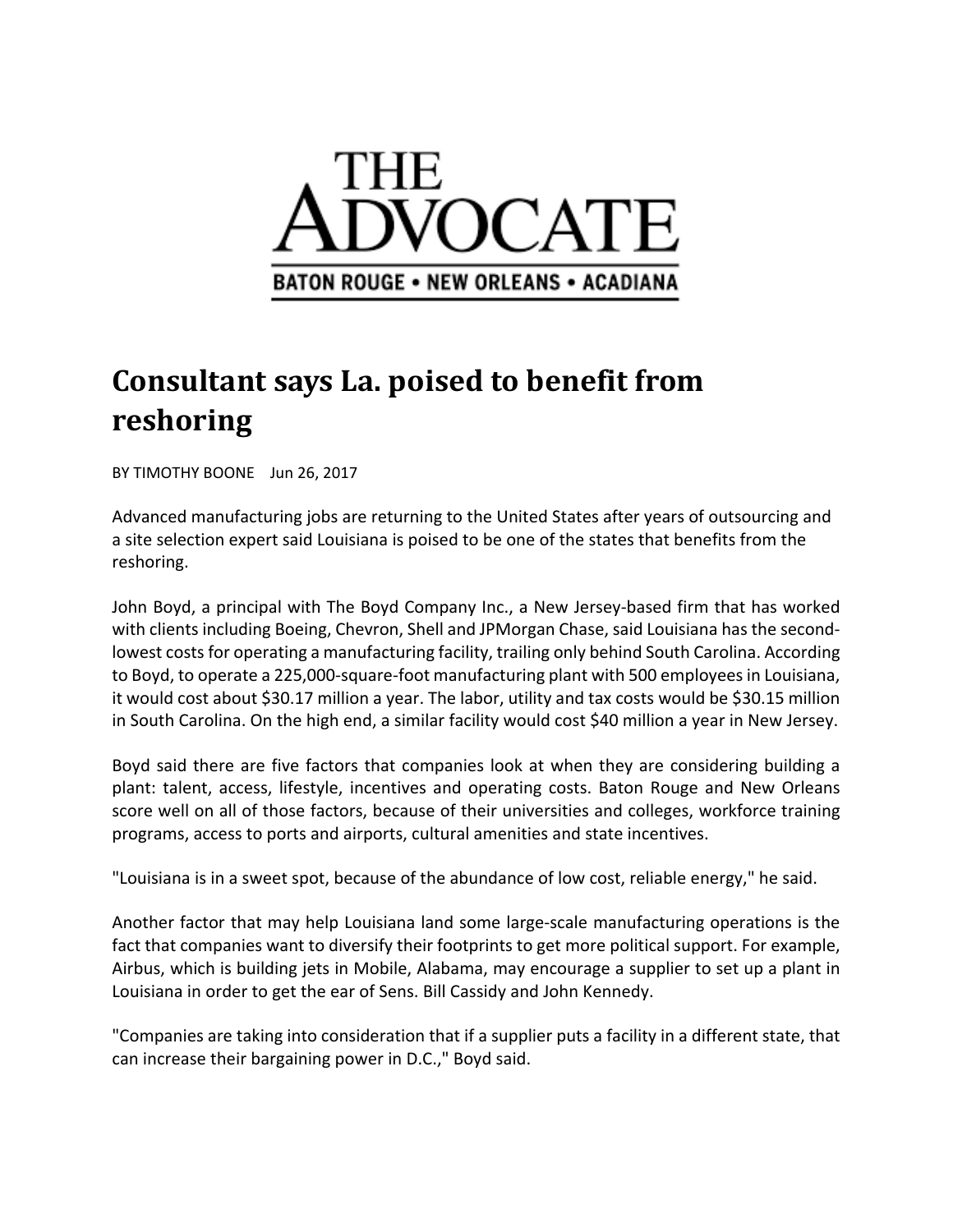# THE ADVOCATE

BATON ROUGE • NEW ORLEANS • ACADIANA

## Consultant says La. poised to benefit from reshoring

BY TIMOTHY BOONE   Jun 26, 2017

Advanced manufacturing jobs are returning to the United States after years of outsourcing and a site selection expert said Louisiana is poised to be one of the states that benefits from the reshoring.

John Boyd, a principal with The Boyd Company Inc., a New Jersey-based firm that has worked with clients including Boeing, Chevron, Shell and JPMorgan Chase, said Louisiana has the second-lowest costs for operating a manufacturing facility, trailing only behind South Carolina. According to Boyd, to operate a 225,000-square-foot manufacturing plant with 500 employees in Louisiana, it would cost about $30.17 million a year. The labor, utility and tax costs would be $30.15 million in South Carolina. On the high end, a similar facility would cost $40 million a year in New Jersey.

Boyd said there are five factors that companies look at when they are considering building a plant: talent, access, lifestyle, incentives and operating costs. Baton Rouge and New Orleans score well on all of those factors, because of their universities and colleges, workforce training programs, access to ports and airports, cultural amenities and state incentives.

"Louisiana is in a sweet spot, because of the abundance of low cost, reliable energy," he said.

Another factor that may help Louisiana land some large-scale manufacturing operations is the fact that companies want to diversify their footprints to get more political support. For example, Airbus, which is building jets in Mobile, Alabama, may encourage a supplier to set up a plant in Louisiana in order to get the ear of Sens. Bill Cassidy and John Kennedy.

"Companies are taking into consideration that if a supplier puts a facility in a different state, that can increase their bargaining power in D.C.," Boyd said.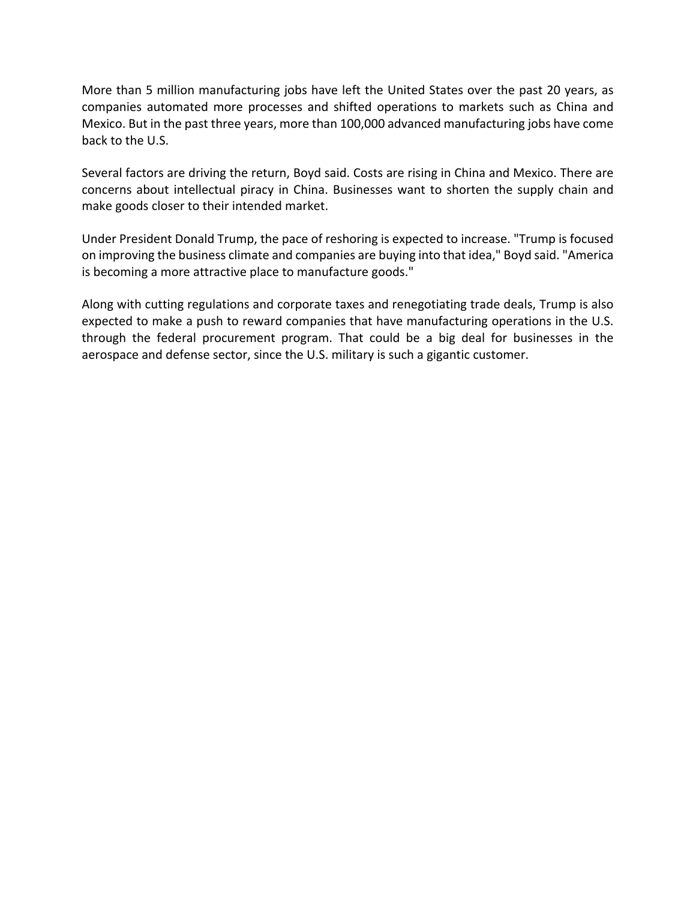More than 5 million manufacturing jobs have left the United States over the past 20 years, as companies automated more processes and shifted operations to markets such as China and Mexico. But in the past three years, more than 100,000 advanced manufacturing jobs have come back to the U.S.

Several factors are driving the return, Boyd said. Costs are rising in China and Mexico. There are concerns about intellectual piracy in China. Businesses want to shorten the supply chain and make goods closer to their intended market.

Under President Donald Trump, the pace of reshoring is expected to increase. "Trump is focused on improving the business climate and companies are buying into that idea," Boyd said. "America is becoming a more attractive place to manufacture goods."

Along with cutting regulations and corporate taxes and renegotiating trade deals, Trump is also expected to make a push to reward companies that have manufacturing operations in the U.S. through the federal procurement program. That could be a big deal for businesses in the aerospace and defense sector, since the U.S. military is such a gigantic customer.